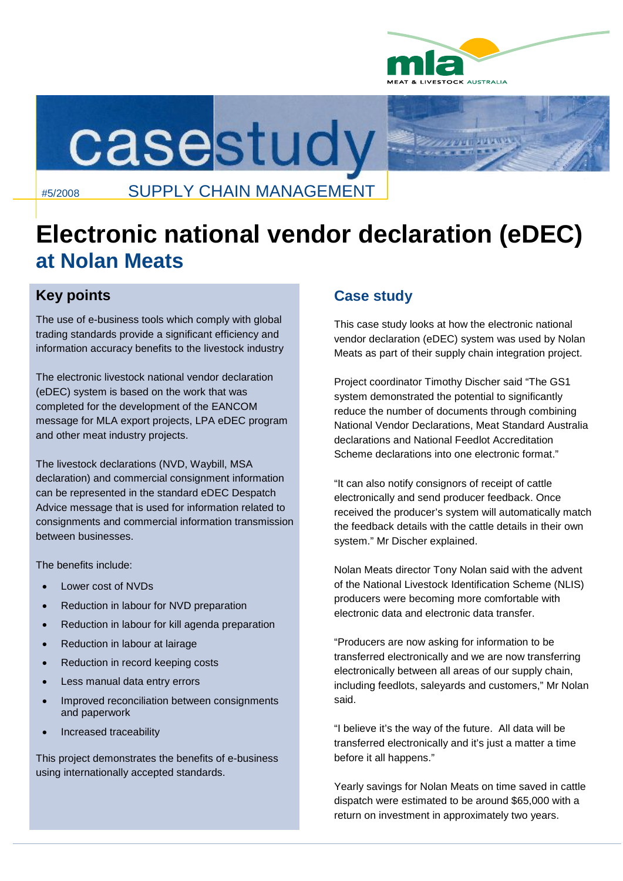casestudy

#5/2008 SUPPLY CHAIN MANAGEMENT

# Electronic national vendor declaration (eDEC) at Nolan Meats

## Key points

The use of e-business tools which comply with global trading standards provide a significant efficiency and information accuracy benefits to the livestock industry

The electronic livestock national vendor declaration (eDEC) system is based on the work that was completed for the development of the EANCOM message for MLA export projects, LPA eDEC program and other meat industry projects.

The livestock declarations (NVD, Waybill, MSA declaration) and commercial consignment information can be represented in the standard eDEC Despatch Advice message that is used for information related to consignments and commercial information transmission between businesses.

The benefits include:

- Lower cost of NVDs
- Reduction in labour for NVD preparation
- Reduction in labour for kill agenda preparation
- Reduction in labour at lairage
- Reduction in record keeping costs
- Less manual data entry errors
- Improved reconciliation between consignments and paperwork
- Increased traceability

This project demonstrates the benefits of e-business using internationally accepted standards.

## Case study

This case study looks at how the electronic national vendor declaration (eDEC) system was used by Nolan Meats as part of their supply chain integration project.

Project coordinator Timothy Discher said "The GS1 system demonstrated the potential to significantly reduce the number of documents through combining National Vendor Declarations, Meat Standard Australia declarations and National Feedlot Accreditation Scheme declarations into one electronic format."

"It can also notify consignors of receipt of cattle electronically and send producer feedback. Once received the producer's system will automatically match the feedback details with the cattle details in their own system." Mr Discher explained.

Nolan Meats director Tony Nolan said with the advent of the National Livestock Identification Scheme (NLIS) producers were becoming more comfortable with electronic data and electronic data transfer.

"Producers are now asking for information to be transferred electronically and we are now transferring electronically between all areas of our supply chain, including feedlots, saleyards and customers," Mr Nolan said.

"I believe it's the way of the future. All data will be transferred electronically and it's just a matter a time before it all happens."

Yearly savings for Nolan Meats on time saved in cattle dispatch were estimated to be around $65,000 with a return on investment in approximately two years.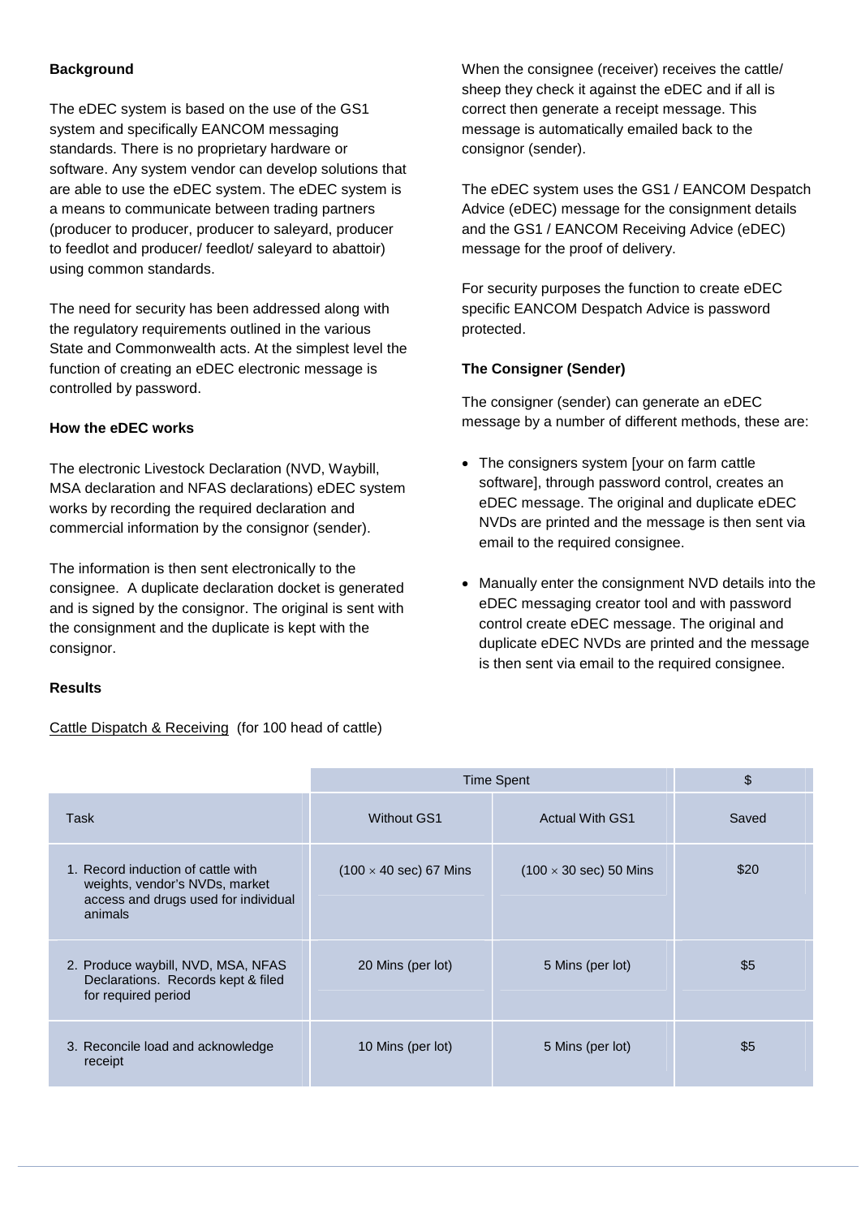**Background**

The eDEC system is based on the use of the GS1 system and specifically EANCOM messaging standards. There is no proprietary hardware or software. Any system vendor can develop solutions that are able to use the eDEC system. The eDEC system is a means to communicate between trading partners (producer to producer, producer to saleyard, producer to feedlot and producer/ feedlot/ saleyard to abattoir) using common standards.

The need for security has been addressed along with the regulatory requirements outlined in the various State and Commonwealth acts. At the simplest level the function of creating an eDEC electronic message is controlled by password.

**How the eDEC works**

The electronic Livestock Declaration (NVD, Waybill, MSA declaration and NFAS declarations) eDEC system works by recording the required declaration and commercial information by the consignor (sender).

The information is then sent electronically to the consignee. A duplicate declaration docket is generated and is signed by the consignor. The original is sent with the consignment and the duplicate is kept with the consignor.

When the consignee (receiver) receives the cattle/ sheep they check it against the eDEC and if all is correct then generate a receipt message. This message is automatically emailed back to the consignor (sender).

The eDEC system uses the GS1 / EANCOM Despatch Advice (eDEC) message for the consignment details and the GS1 / EANCOM Receiving Advice (eDEC) message for the proof of delivery.

For security purposes the function to create eDEC specific EANCOM Despatch Advice is password protected.

**The Consigner (Sender)**

The consigner (sender) can generate an eDEC message by a number of different methods, these are:

- The consigners system [your on farm cattle software], through password control, creates an eDEC message. The original and duplicate eDEC NVDs are printed and the message is then sent via email to the required consignee.
- Manually enter the consignment NVD details into the eDEC messaging creator tool and with password control create eDEC message. The original and duplicate eDEC NVDs are printed and the message is then sent via email to the required consignee.

**Results**

Cattle Dispatch & Receiving (for 100 head of cattle)

| | Time Spent | | $ |
|---|---|---|---|
| Task | Without GS1 | Actual With GS1 | Saved |
| 1. Record induction of cattle with weights, vendor's NVDs, market access and drugs used for individual animals | (100 × 40 sec) 67 Mins | (100 × 30 sec) 50 Mins | $20 |
| 2. Produce waybill, NVD, MSA, NFAS Declarations. Records kept & filed for required period | 20 Mins (per lot) | 5 Mins (per lot) | $5 |
| 3. Reconcile load and acknowledge receipt | 10 Mins (per lot) | 5 Mins (per lot) | $5 |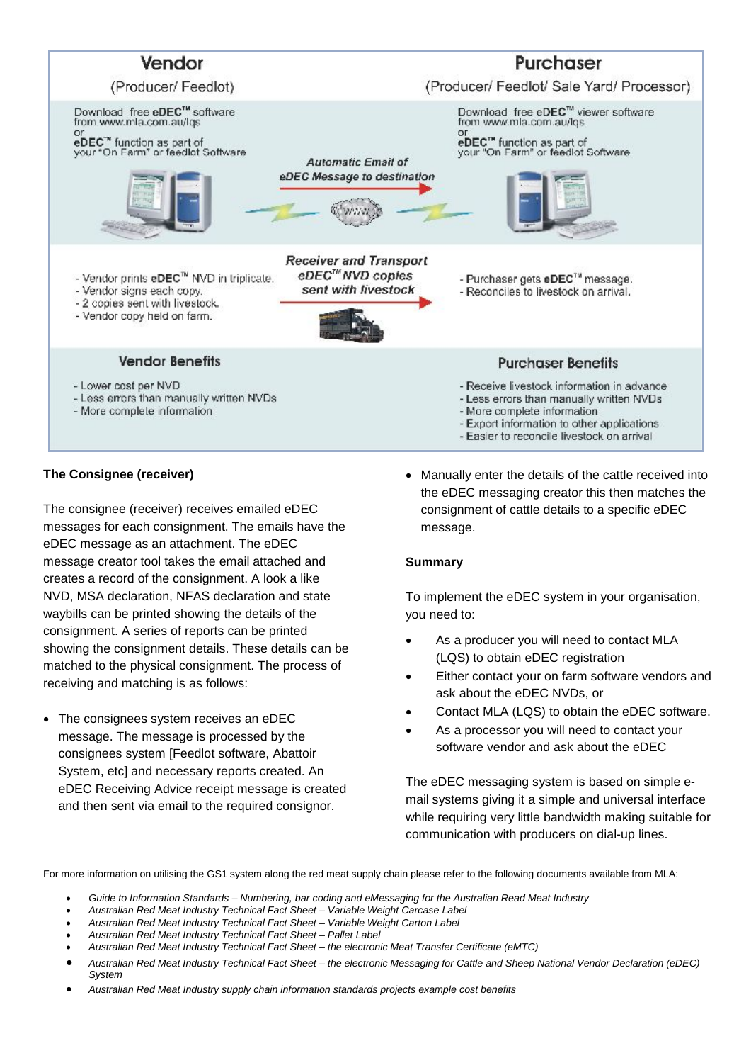| Vendor (Producer/ Feedlot) | | Purchaser (Producer/ Feedlot/ Sale Yard/ Processor) |
|---|---|---|
| Download free eDEC™ software from www.mla.com.au/lqs or **eDEC™** function as part of your "On Farm" or feedlot Software | *Automatic Email of eDEC Message to destination* | Download free eDEC™ viewer software from www.mla.com.au/lqs or **eDEC™** function as part of your "On Farm" or feedlot Software |
| - Vendor prints **eDEC™** NVD in triplicate. - Vendor signs each copy. - 2 copies sent with livestock. - Vendor copy held on farm. | *Receiver and Transport eDEC™ NVD copies sent with livestock* | - Purchaser gets **eDEC™** message. - Reconciles to livestock on arrival. |
| **Vendor Benefits** - Lower cost per NVD - Less errors than manually written NVDs - More complete information | | **Purchaser Benefits** - Receive livestock information in advance - Less errors than manually written NVDs - More complete information - Export information to other applications - Easier to reconcile livestock on arrival |

**The Consignee (receiver)**

The consignee (receiver) receives emailed eDEC messages for each consignment. The emails have the eDEC message as an attachment. The eDEC message creator tool takes the email attached and creates a record of the consignment. A look a like NVD, MSA declaration, NFAS declaration and state waybills can be printed showing the details of the consignment. A series of reports can be printed showing the consignment details. These details can be matched to the physical consignment. The process of receiving and matching is as follows:

- The consignees system receives an eDEC message. The message is processed by the consignees system [Feedlot software, Abattoir System, etc] and necessary reports created. An eDEC Receiving Advice receipt message is created and then sent via email to the required consignor.
- Manually enter the details of the cattle received into the eDEC messaging creator this then matches the consignment of cattle details to a specific eDEC message.

**Summary**

To implement the eDEC system in your organisation, you need to:

- As a producer you will need to contact MLA (LQS) to obtain eDEC registration
- Either contact your on farm software vendors and ask about the eDEC NVDs, or
- Contact MLA (LQS) to obtain the eDEC software.
- As a processor you will need to contact your software vendor and ask about the eDEC

The eDEC messaging system is based on simple e-mail systems giving it a simple and universal interface while requiring very little bandwidth making suitable for communication with producers on dial-up lines.

For more information on utilising the GS1 system along the red meat supply chain please refer to the following documents available from MLA:

- *Guide to Information Standards – Numbering, bar coding and eMessaging for the Australian Read Meat Industry*
- *Australian Red Meat Industry Technical Fact Sheet – Variable Weight Carcase Label*
- *Australian Red Meat Industry Technical Fact Sheet – Variable Weight Carton Label*
- *Australian Red Meat Industry Technical Fact Sheet – Pallet Label*
- *Australian Red Meat Industry Technical Fact Sheet – the electronic Meat Transfer Certificate (eMTC)*
- *Australian Red Meat Industry Technical Fact Sheet – the electronic Messaging for Cattle and Sheep National Vendor Declaration (eDEC) System*
- *Australian Red Meat Industry supply chain information standards projects example cost benefits*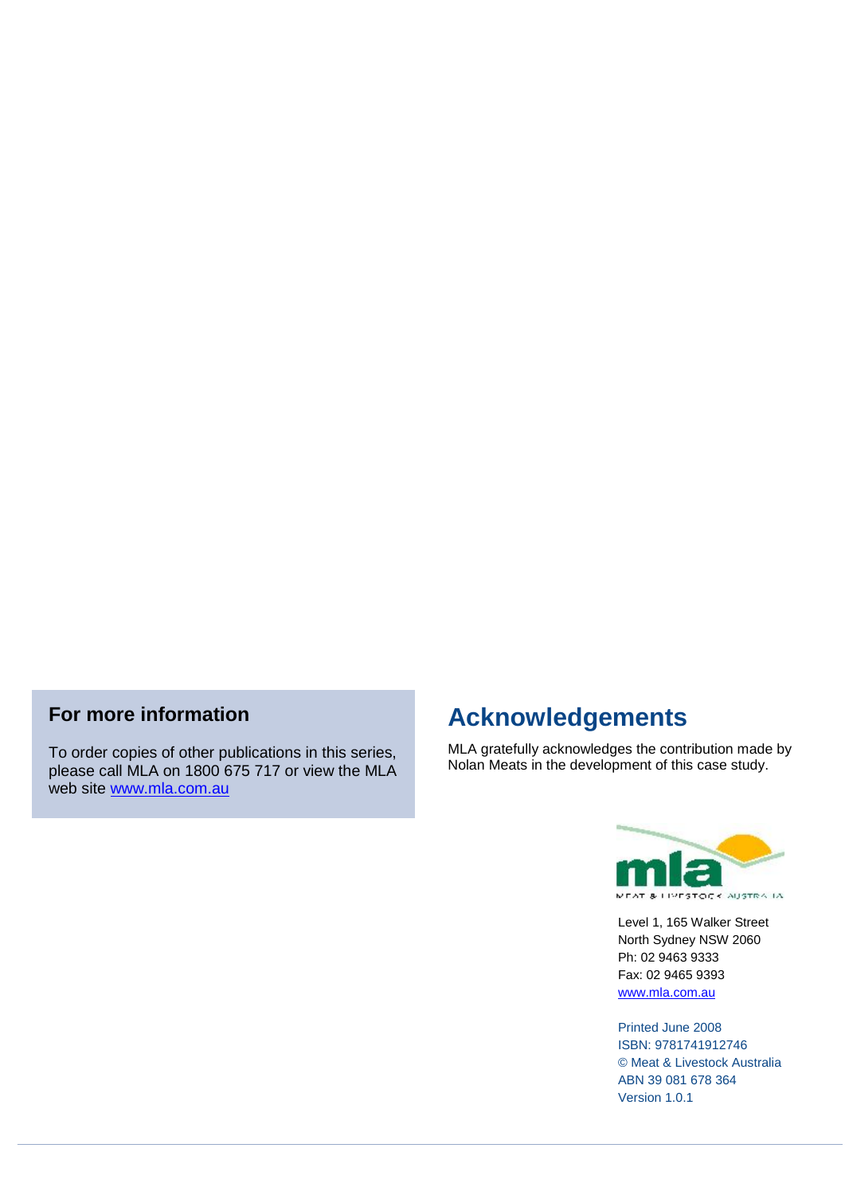## For more information

To order copies of other publications in this series, please call MLA on 1800 675 717 or view the MLA web site www.mla.com.au

## Acknowledgements

MLA gratefully acknowledges the contribution made by Nolan Meats in the development of this case study.

Level 1, 165 Walker Street
North Sydney NSW 2060
Ph: 02 9463 9333
Fax: 02 9465 9393
www.mla.com.au

Printed June 2008
ISBN: 9781741912746
© Meat & Livestock Australia
ABN 39 081 678 364
Version 1.0.1